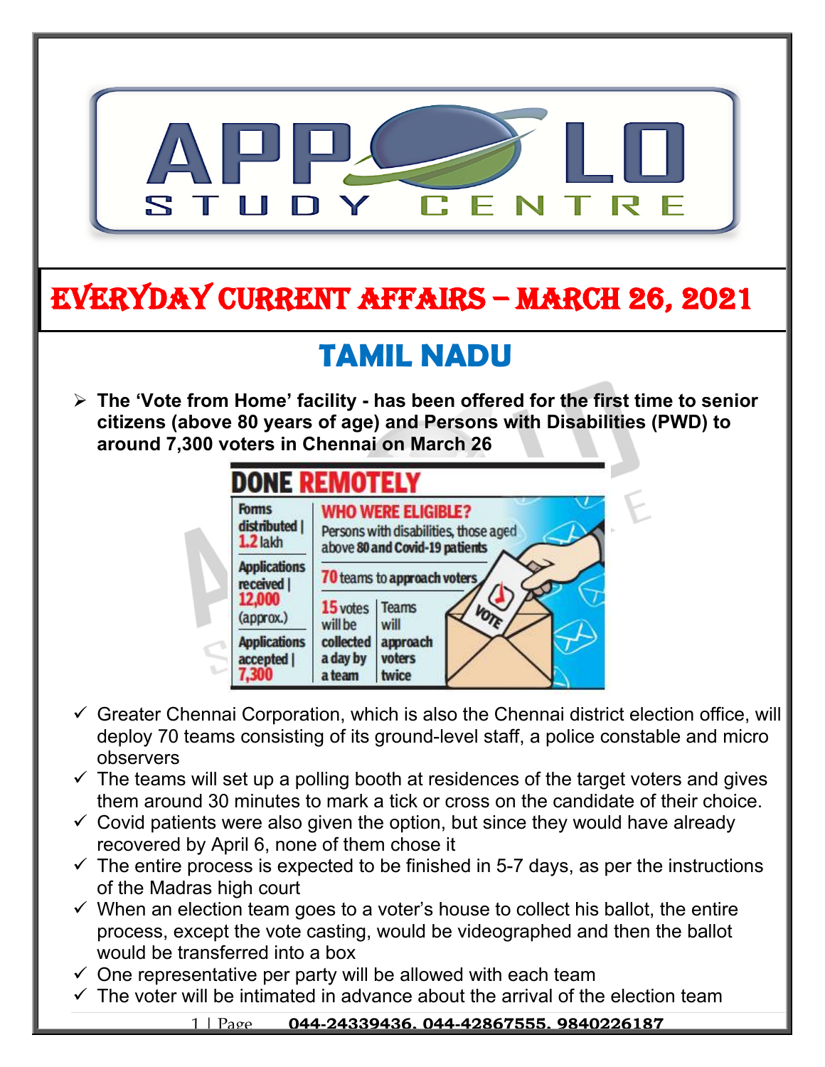# EVERYDAY CURRENT AFFAIRS – MARCH 26, 2021

## TAMIL NADU

- **The 'Vote from Home' facility - has been offered for the first time to senior citizens (above 80 years of age) and Persons with Disabilities (PWD) to around 7,300 voters in Chennai on March 26**

**DONE REMOTELY**

| | |
|---|---|
| Forms distributed \| 1.2 lakh | WHO WERE ELIGIBLE? Persons with disabilities, those aged above 80 and Covid-19 patients |
| Applications received \| 12,000 (approx.) | 70 teams to approach voters |
| Applications accepted \| 7,300 | 15 votes will be collected a day by a team \| Teams will approach voters twice |

- ✓ Greater Chennai Corporation, which is also the Chennai district election office, will deploy 70 teams consisting of its ground-level staff, a police constable and micro observers
- ✓ The teams will set up a polling booth at residences of the target voters and gives them around 30 minutes to mark a tick or cross on the candidate of their choice.
- ✓ Covid patients were also given the option, but since they would have already recovered by April 6, none of them chose it
- ✓ The entire process is expected to be finished in 5-7 days, as per the instructions of the Madras high court
- ✓ When an election team goes to a voter's house to collect his ballot, the entire process, except the vote casting, would be videographed and then the ballot would be transferred into a box
- ✓ One representative per party will be allowed with each team
- ✓ The voter will be intimated in advance about the arrival of the election team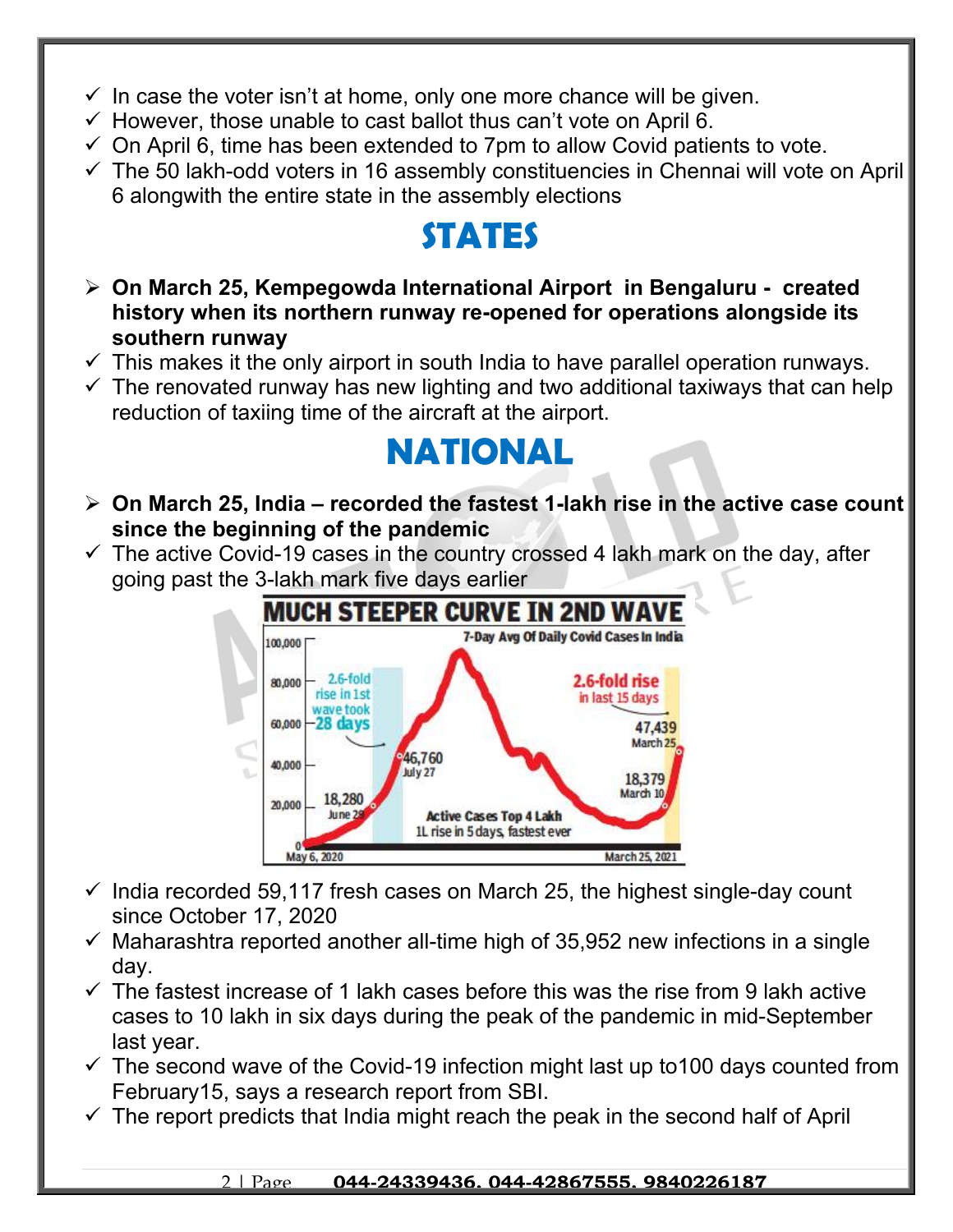- ✓ In case the voter isn't at home, only one more chance will be given.
- ✓ However, those unable to cast ballot thus can't vote on April 6.
- ✓ On April 6, time has been extended to 7pm to allow Covid patients to vote.
- ✓ The 50 lakh-odd voters in 16 assembly constituencies in Chennai will vote on April 6 alongwith the entire state in the assembly elections

# STATES

- ➢ **On March 25, Kempegowda International Airport in Bengaluru - created history when its northern runway re-opened for operations alongside its southern runway**
- ✓ This makes it the only airport in south India to have parallel operation runways.
- ✓ The renovated runway has new lighting and two additional taxiways that can help reduction of taxiing time of the aircraft at the airport.

# NATIONAL

- ➢ **On March 25, India – recorded the fastest 1-lakh rise in the active case count since the beginning of the pandemic**
- ✓ The active Covid-19 cases in the country crossed 4 lakh mark on the day, after going past the 3-lakh mark five days earlier

**MUCH STEEPER CURVE IN 2ND WAVE**

7-Day Avg Of Daily Covid Cases In India

2.6-fold rise in 1st wave took 28 days; 18,280 June 29; 46,760 July 27; 2.6-fold rise in last 15 days; 18,379 March 10; 47,439 March 25; Active Cases Top 4 Lakh — 1L rise in 5 days, fastest ever; May 6, 2020 – March 25, 2021

- ✓ India recorded 59,117 fresh cases on March 25, the highest single-day count since October 17, 2020
- ✓ Maharashtra reported another all-time high of 35,952 new infections in a single day.
- ✓ The fastest increase of 1 lakh cases before this was the rise from 9 lakh active cases to 10 lakh in six days during the peak of the pandemic in mid-September last year.
- ✓ The second wave of the Covid-19 infection might last up to100 days counted from February15, says a research report from SBI.
- ✓ The report predicts that India might reach the peak in the second half of April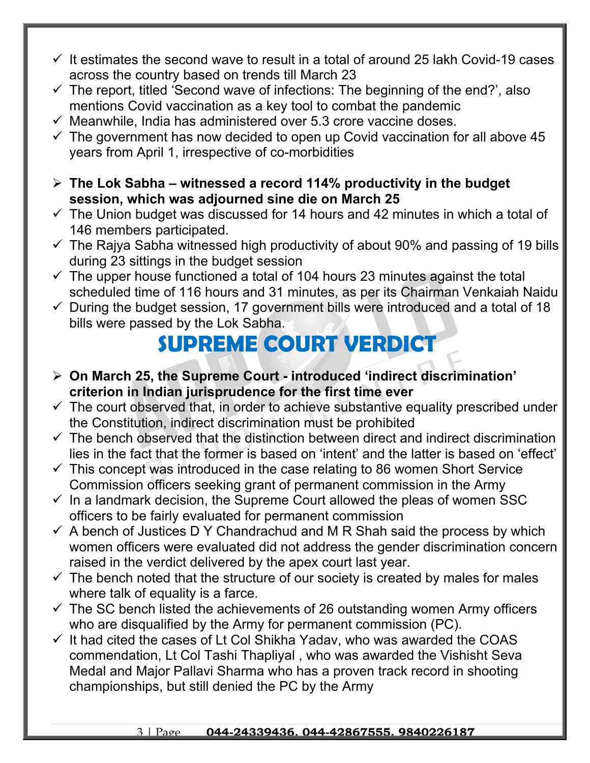- It estimates the second wave to result in a total of around 25 lakh Covid-19 cases across the country based on trends till March 23
- The report, titled 'Second wave of infections: The beginning of the end?', also mentions Covid vaccination as a key tool to combat the pandemic
- Meanwhile, India has administered over 5.3 crore vaccine doses.
- The government has now decided to open up Covid vaccination for all above 45 years from April 1, irrespective of co-morbidities

- **The Lok Sabha – witnessed a record 114% productivity in the budget session, which was adjourned sine die on March 25**
- The Union budget was discussed for 14 hours and 42 minutes in which a total of 146 members participated.
- The Rajya Sabha witnessed high productivity of about 90% and passing of 19 bills during 23 sittings in the budget session
- The upper house functioned a total of 104 hours 23 minutes against the total scheduled time of 116 hours and 31 minutes, as per its Chairman Venkaiah Naidu
- During the budget session, 17 government bills were introduced and a total of 18 bills were passed by the Lok Sabha.

# SUPREME COURT VERDICT

- **On March 25, the Supreme Court - introduced 'indirect discrimination' criterion in Indian jurisprudence for the first time ever**
- The court observed that, in order to achieve substantive equality prescribed under the Constitution, indirect discrimination must be prohibited
- The bench observed that the distinction between direct and indirect discrimination lies in the fact that the former is based on 'intent' and the latter is based on 'effect'
- This concept was introduced in the case relating to 86 women Short Service Commission officers seeking grant of permanent commission in the Army
- In a landmark decision, the Supreme Court allowed the pleas of women SSC officers to be fairly evaluated for permanent commission
- A bench of Justices D Y Chandrachud and M R Shah said the process by which women officers were evaluated did not address the gender discrimination concern raised in the verdict delivered by the apex court last year.
- The bench noted that the structure of our society is created by males for males where talk of equality is a farce.
- The SC bench listed the achievements of 26 outstanding women Army officers who are disqualified by the Army for permanent commission (PC).
- It had cited the cases of Lt Col Shikha Yadav, who was awarded the COAS commendation, Lt Col Tashi Thapliyal , who was awarded the Vishisht Seva Medal and Major Pallavi Sharma who has a proven track record in shooting championships, but still denied the PC by the Army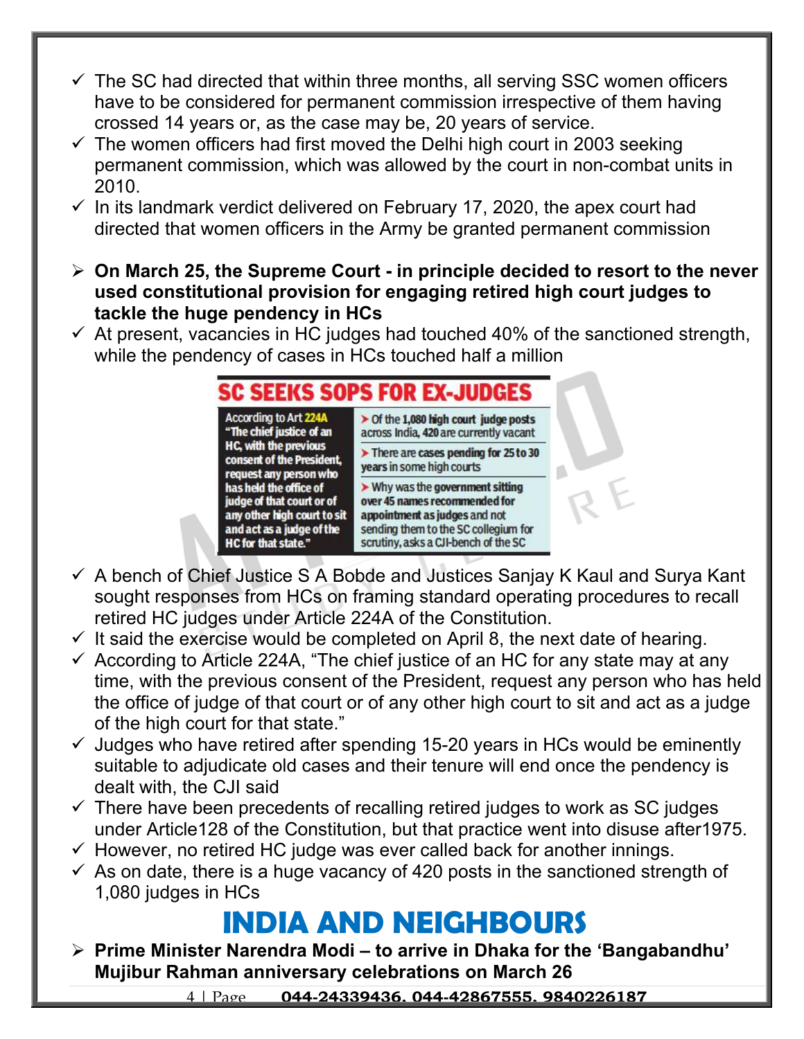- ✓ The SC had directed that within three months, all serving SSC women officers have to be considered for permanent commission irrespective of them having crossed 14 years or, as the case may be, 20 years of service.
- ✓ The women officers had first moved the Delhi high court in 2003 seeking permanent commission, which was allowed by the court in non-combat units in 2010.
- ✓ In its landmark verdict delivered on February 17, 2020, the apex court had directed that women officers in the Army be granted permanent commission

- ➢ **On March 25, the Supreme Court - in principle decided to resort to the never used constitutional provision for engaging retired high court judges to tackle the huge pendency in HCs**
- ✓ At present, vacancies in HC judges had touched 40% of the sanctioned strength, while the pendency of cases in HCs touched half a million

**SC SEEKS SOPS FOR EX-JUDGES**

| According to Art 224A "The chief justice of an HC, with the previous consent of the President, request any person who has held the office of judge of that court or of any other high court to sit and act as a judge of the HC for that state." | ➢ Of the 1,080 high court judge posts across India, 420 are currently vacant<br>➢ There are cases pending for 25 to 30 years in some high courts<br>➢ Why was the government sitting over 45 names recommended for appointment as judges and not sending them to the SC collegium for scrutiny, asks a CJI-bench of the SC |
|---|---|

- ✓ A bench of Chief Justice S A Bobde and Justices Sanjay K Kaul and Surya Kant sought responses from HCs on framing standard operating procedures to recall retired HC judges under Article 224A of the Constitution.
- ✓ It said the exercise would be completed on April 8, the next date of hearing.
- ✓ According to Article 224A, "The chief justice of an HC for any state may at any time, with the previous consent of the President, request any person who has held the office of judge of that court or of any other high court to sit and act as a judge of the high court for that state."
- ✓ Judges who have retired after spending 15-20 years in HCs would be eminently suitable to adjudicate old cases and their tenure will end once the pendency is dealt with, the CJI said
- ✓ There have been precedents of recalling retired judges to work as SC judges under Article128 of the Constitution, but that practice went into disuse after1975.
- ✓ However, no retired HC judge was ever called back for another innings.
- ✓ As on date, there is a huge vacancy of 420 posts in the sanctioned strength of 1,080 judges in HCs

# INDIA AND NEIGHBOURS

- ➢ **Prime Minister Narendra Modi – to arrive in Dhaka for the 'Bangabandhu' Mujibur Rahman anniversary celebrations on March 26**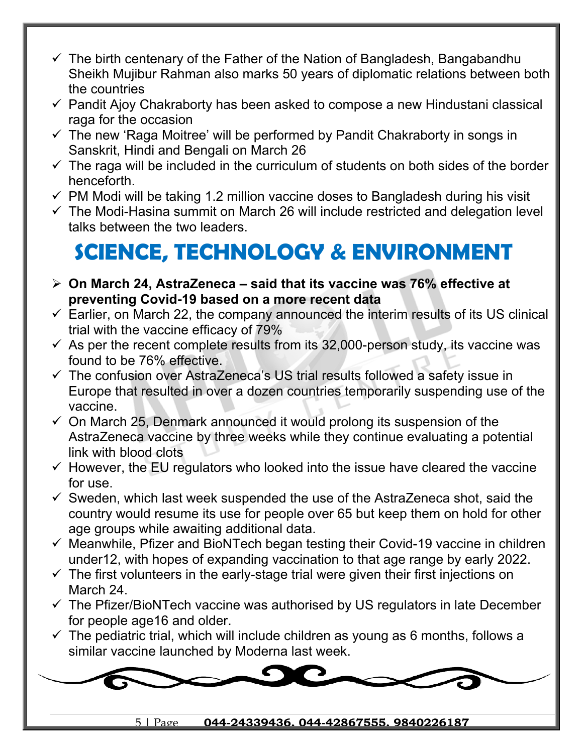- ✓ The birth centenary of the Father of the Nation of Bangladesh, Bangabandhu Sheikh Mujibur Rahman also marks 50 years of diplomatic relations between both the countries
- ✓ Pandit Ajoy Chakraborty has been asked to compose a new Hindustani classical raga for the occasion
- ✓ The new 'Raga Moitree' will be performed by Pandit Chakraborty in songs in Sanskrit, Hindi and Bengali on March 26
- ✓ The raga will be included in the curriculum of students on both sides of the border henceforth.
- ✓ PM Modi will be taking 1.2 million vaccine doses to Bangladesh during his visit
- ✓ The Modi-Hasina summit on March 26 will include restricted and delegation level talks between the two leaders.

# SCIENCE, TECHNOLOGY & ENVIRONMENT

- ➢ **On March 24, AstraZeneca – said that its vaccine was 76% effective at preventing Covid-19 based on a more recent data**
- ✓ Earlier, on March 22, the company announced the interim results of its US clinical trial with the vaccine efficacy of 79%
- ✓ As per the recent complete results from its 32,000-person study, its vaccine was found to be 76% effective.
- ✓ The confusion over AstraZeneca's US trial results followed a safety issue in Europe that resulted in over a dozen countries temporarily suspending use of the vaccine.
- ✓ On March 25, Denmark announced it would prolong its suspension of the AstraZeneca vaccine by three weeks while they continue evaluating a potential link with blood clots
- ✓ However, the EU regulators who looked into the issue have cleared the vaccine for use.
- ✓ Sweden, which last week suspended the use of the AstraZeneca shot, said the country would resume its use for people over 65 but keep them on hold for other age groups while awaiting additional data.
- ✓ Meanwhile, Pfizer and BioNTech began testing their Covid-19 vaccine in children under12, with hopes of expanding vaccination to that age range by early 2022.
- ✓ The first volunteers in the early-stage trial were given their first injections on March 24.
- ✓ The Pfizer/BioNTech vaccine was authorised by US regulators in late December for people age16 and older.
- ✓ The pediatric trial, which will include children as young as 6 months, follows a similar vaccine launched by Moderna last week.